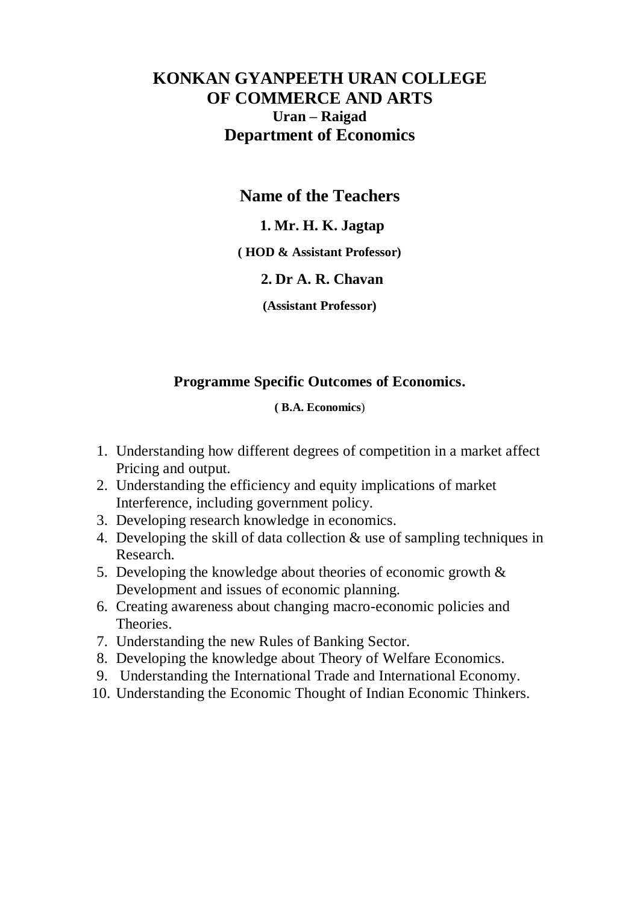# KONKAN GYANPEETH URAN COLLEGE OF COMMERCE AND ARTS

### Uran – Raigad

## Department of Economics

## Name of the Teachers

**1. Mr. H. K. Jagtap**

**( HOD & Assistant Professor)**

**2. Dr A. R. Chavan**

**(Assistant Professor)**

### Programme Specific Outcomes of Economics.

**( B.A. Economics**)

1. Understanding how different degrees of competition in a market affect Pricing and output.
2. Understanding the efficiency and equity implications of market Interference, including government policy.
3. Developing research knowledge in economics.
4. Developing the skill of data collection & use of sampling techniques in Research.
5. Developing the knowledge about theories of economic growth & Development and issues of economic planning.
6. Creating awareness about changing macro-economic policies and Theories.
7. Understanding the new Rules of Banking Sector.
8. Developing the knowledge about Theory of Welfare Economics.
9. Understanding the International Trade and International Economy.
10. Understanding the Economic Thought of Indian Economic Thinkers.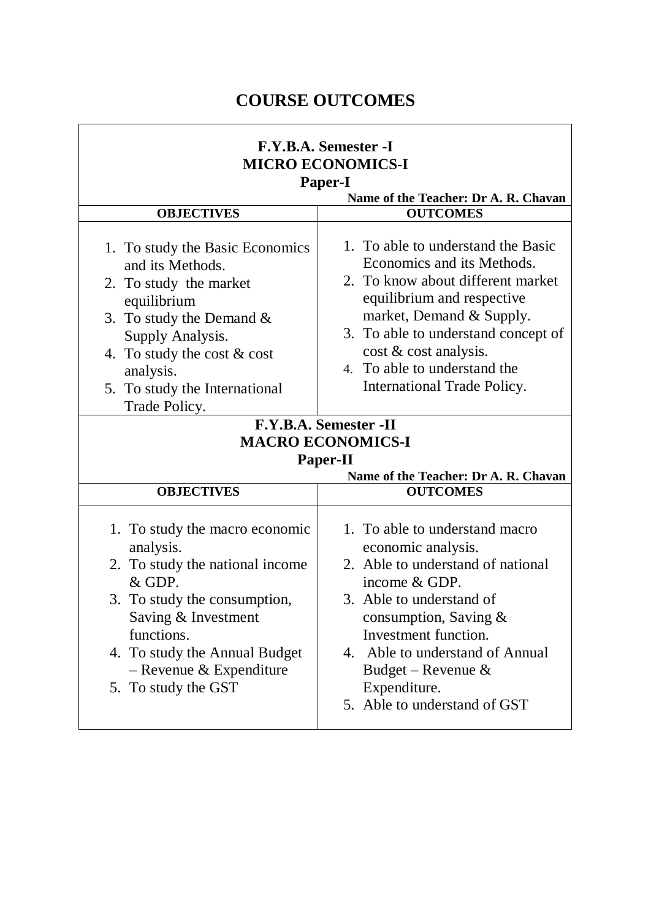# COURSE OUTCOMES

## F.Y.B.A. Semester -I
## MICRO ECONOMICS-I
## Paper-I

**Name of the Teacher: Dr A. R. Chavan**

| OBJECTIVES | OUTCOMES |
|---|---|
| 1. To study the Basic Economics and its Methods.<br>2. To study the market equilibrium<br>3. To study the Demand & Supply Analysis.<br>4. To study the cost & cost analysis.<br>5. To study the International Trade Policy. | 1. To able to understand the Basic Economics and its Methods.<br>2. To know about different market equilibrium and respective market, Demand & Supply.<br>3. To able to understand concept of cost & cost analysis.<br>4. To able to understand the International Trade Policy. |

## F.Y.B.A. Semester -II
## MACRO ECONOMICS-I
## Paper-II

**Name of the Teacher: Dr A. R. Chavan**

| OBJECTIVES | OUTCOMES |
|---|---|
| 1. To study the macro economic analysis.<br>2. To study the national income & GDP.<br>3. To study the consumption, Saving & Investment functions.<br>4. To study the Annual Budget – Revenue & Expenditure<br>5. To study the GST | 1. To able to understand macro economic analysis.<br>2. Able to understand of national income & GDP.<br>3. Able to understand of consumption, Saving & Investment function.<br>4. Able to understand of Annual Budget – Revenue & Expenditure.<br>5. Able to understand of GST |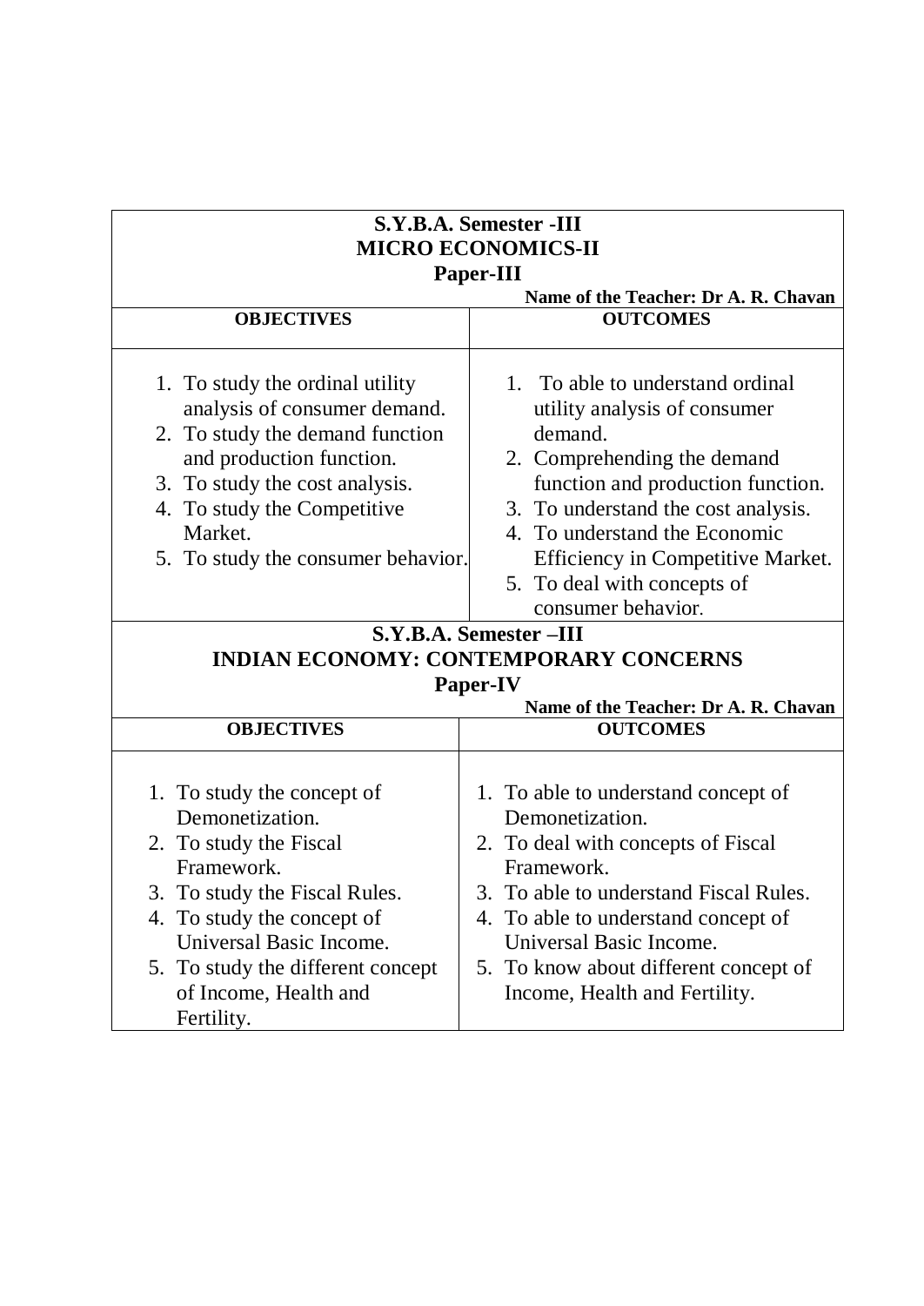**S.Y.B.A. Semester -III**
**MICRO ECONOMICS-II**
**Paper-III**

**Name of the Teacher: Dr A. R. Chavan**

| OBJECTIVES | OUTCOMES |
|---|---|
| 1. To study the ordinal utility analysis of consumer demand.<br>2. To study the demand function and production function.<br>3. To study the cost analysis.<br>4. To study the Competitive Market.<br>5. To study the consumer behavior. | 1. To able to understand ordinal utility analysis of consumer demand.<br>2. Comprehending the demand function and production function.<br>3. To understand the cost analysis.<br>4. To understand the Economic Efficiency in Competitive Market.<br>5. To deal with concepts of consumer behavior. |

**S.Y.B.A. Semester –III**
**INDIAN ECONOMY: CONTEMPORARY CONCERNS**
**Paper-IV**

**Name of the Teacher: Dr A. R. Chavan**

| OBJECTIVES | OUTCOMES |
|---|---|
| 1. To study the concept of Demonetization.<br>2. To study the Fiscal Framework.<br>3. To study the Fiscal Rules.<br>4. To study the concept of Universal Basic Income.<br>5. To study the different concept of Income, Health and Fertility. | 1. To able to understand concept of Demonetization.<br>2. To deal with concepts of Fiscal Framework.<br>3. To able to understand Fiscal Rules.<br>4. To able to understand concept of Universal Basic Income.<br>5. To know about different concept of Income, Health and Fertility. |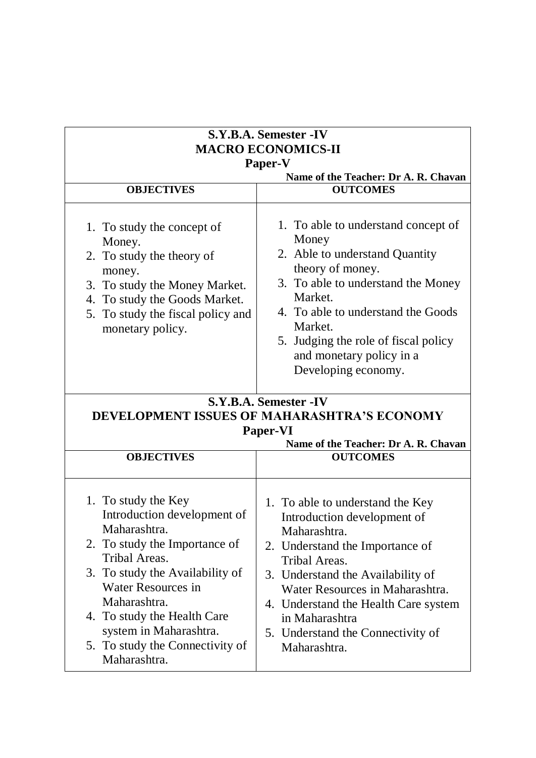**S.Y.B.A. Semester -IV**
**MACRO ECONOMICS-II**
**Paper-V**

**Name of the Teacher: Dr A. R. Chavan**

| OBJECTIVES | OUTCOMES |
|---|---|
| 1. To study the concept of Money.<br>2. To study the theory of money.<br>3. To study the Money Market.<br>4. To study the Goods Market.<br>5. To study the fiscal policy and monetary policy. | 1. To able to understand concept of Money<br>2. Able to understand Quantity theory of money.<br>3. To able to understand the Money Market.<br>4. To able to understand the Goods Market.<br>5. Judging the role of fiscal policy and monetary policy in a Developing economy. |

**S.Y.B.A. Semester -IV**
**DEVELOPMENT ISSUES OF MAHARASHTRA'S ECONOMY**
**Paper-VI**

**Name of the Teacher: Dr A. R. Chavan**

| OBJECTIVES | OUTCOMES |
|---|---|
| 1. To study the Key Introduction development of Maharashtra.<br>2. To study the Importance of Tribal Areas.<br>3. To study the Availability of Water Resources in Maharashtra.<br>4. To study the Health Care system in Maharashtra.<br>5. To study the Connectivity of Maharashtra. | 1. To able to understand the Key Introduction development of Maharashtra.<br>2. Understand the Importance of Tribal Areas.<br>3. Understand the Availability of Water Resources in Maharashtra.<br>4. Understand the Health Care system in Maharashtra<br>5. Understand the Connectivity of Maharashtra. |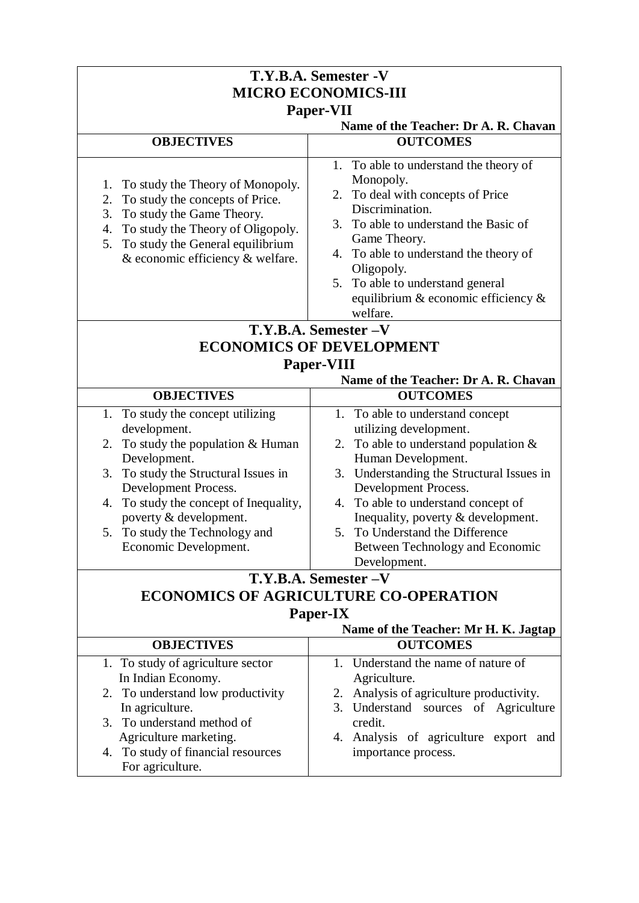## T.Y.B.A. Semester -V
## MICRO ECONOMICS-III
## Paper-VII

**Name of the Teacher: Dr A. R. Chavan**

| OBJECTIVES | OUTCOMES |
|---|---|
| 1. To study the Theory of Monopoly.<br>2. To study the concepts of Price.<br>3. To study the Game Theory.<br>4. To study the Theory of Oligopoly.<br>5. To study the General equilibrium & economic efficiency & welfare. | 1. To able to understand the theory of Monopoly.<br>2. To deal with concepts of Price Discrimination.<br>3. To able to understand the Basic of Game Theory.<br>4. To able to understand the theory of Oligopoly.<br>5. To able to understand general equilibrium & economic efficiency & welfare. |

## T.Y.B.A. Semester –V
## ECONOMICS OF DEVELOPMENT
## Paper-VIII

**Name of the Teacher: Dr A. R. Chavan**

| OBJECTIVES | OUTCOMES |
|---|---|
| 1. To study the concept utilizing development.<br>2. To study the population & Human Development.<br>3. To study the Structural Issues in Development Process.<br>4. To study the concept of Inequality, poverty & development.<br>5. To study the Technology and Economic Development. | 1. To able to understand concept utilizing development.<br>2. To able to understand population & Human Development.<br>3. Understanding the Structural Issues in Development Process.<br>4. To able to understand concept of Inequality, poverty & development.<br>5. To Understand the Difference Between Technology and Economic Development. |

## T.Y.B.A. Semester –V
## ECONOMICS OF AGRICULTURE CO-OPERATION
## Paper-IX

**Name of the Teacher: Mr H. K. Jagtap**

| OBJECTIVES | OUTCOMES |
|---|---|
| 1. To study of agriculture sector In Indian Economy.<br>2. To understand low productivity In agriculture.<br>3. To understand method of Agriculture marketing.<br>4. To study of financial resources For agriculture. | 1. Understand the name of nature of Agriculture.<br>2. Analysis of agriculture productivity.<br>3. Understand sources of Agriculture credit.<br>4. Analysis of agriculture export and importance process. |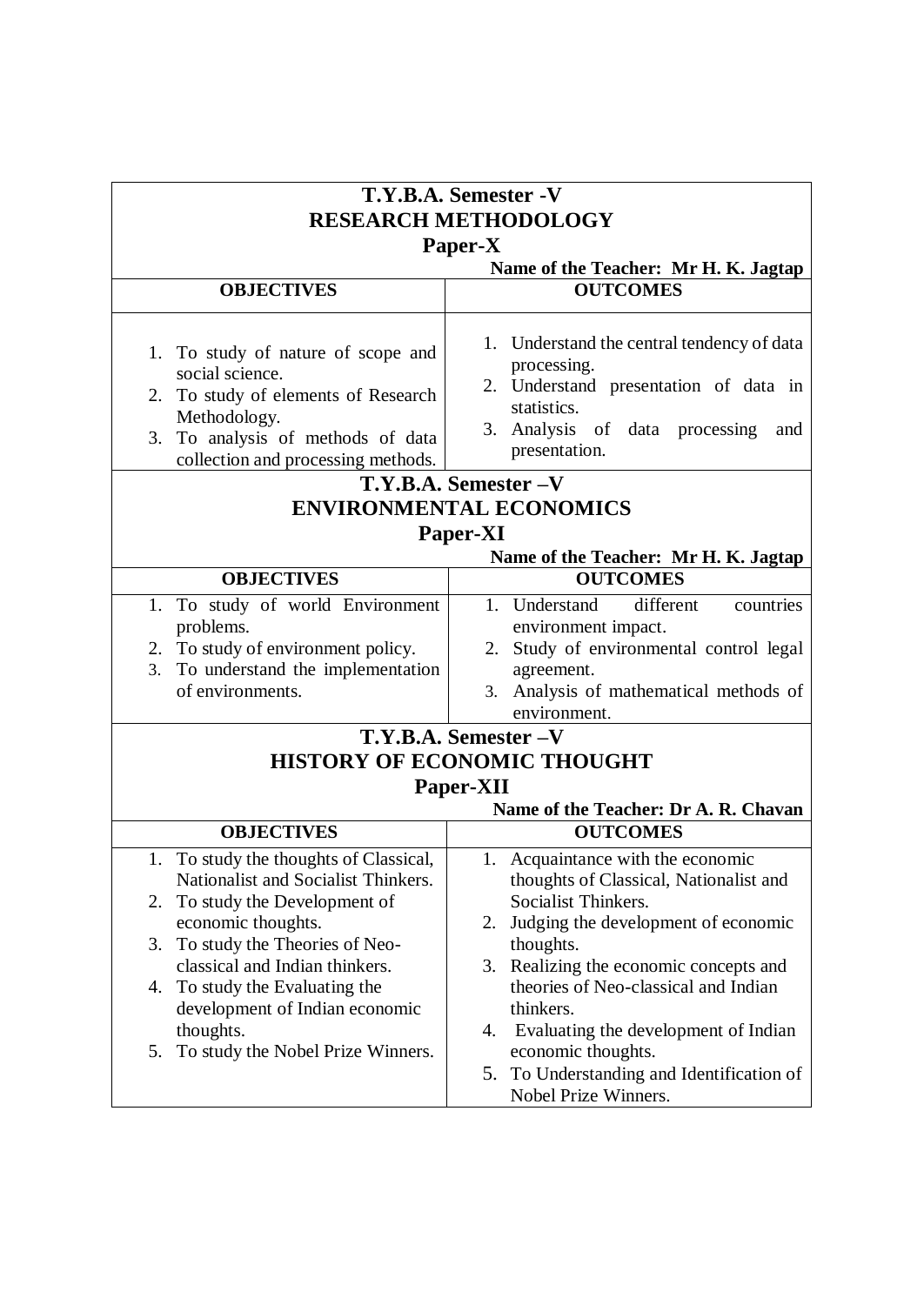## T.Y.B.A. Semester -V
## RESEARCH METHODOLOGY
## Paper-X

**Name of the Teacher: Mr H. K. Jagtap**

| OBJECTIVES | OUTCOMES |
|---|---|
| 1. To study of nature of scope and social science.<br>2. To study of elements of Research Methodology.<br>3. To analysis of methods of data collection and processing methods. | 1. Understand the central tendency of data processing.<br>2. Understand presentation of data in statistics.<br>3. Analysis of data processing and presentation. |

## T.Y.B.A. Semester –V
## ENVIRONMENTAL ECONOMICS
## Paper-XI

**Name of the Teacher: Mr H. K. Jagtap**

| OBJECTIVES | OUTCOMES |
|---|---|
| 1. To study of world Environment problems.<br>2. To study of environment policy.<br>3. To understand the implementation of environments. | 1. Understand different countries environment impact.<br>2. Study of environmental control legal agreement.<br>3. Analysis of mathematical methods of environment. |

## T.Y.B.A. Semester –V
## HISTORY OF ECONOMIC THOUGHT
## Paper-XII

**Name of the Teacher: Dr A. R. Chavan**

| OBJECTIVES | OUTCOMES |
|---|---|
| 1. To study the thoughts of Classical, Nationalist and Socialist Thinkers.<br>2. To study the Development of economic thoughts.<br>3. To study the Theories of Neo-classical and Indian thinkers.<br>4. To study the Evaluating the development of Indian economic thoughts.<br>5. To study the Nobel Prize Winners. | 1. Acquaintance with the economic thoughts of Classical, Nationalist and Socialist Thinkers.<br>2. Judging the development of economic thoughts.<br>3. Realizing the economic concepts and theories of Neo-classical and Indian thinkers.<br>4. Evaluating the development of Indian economic thoughts.<br>5. To Understanding and Identification of Nobel Prize Winners. |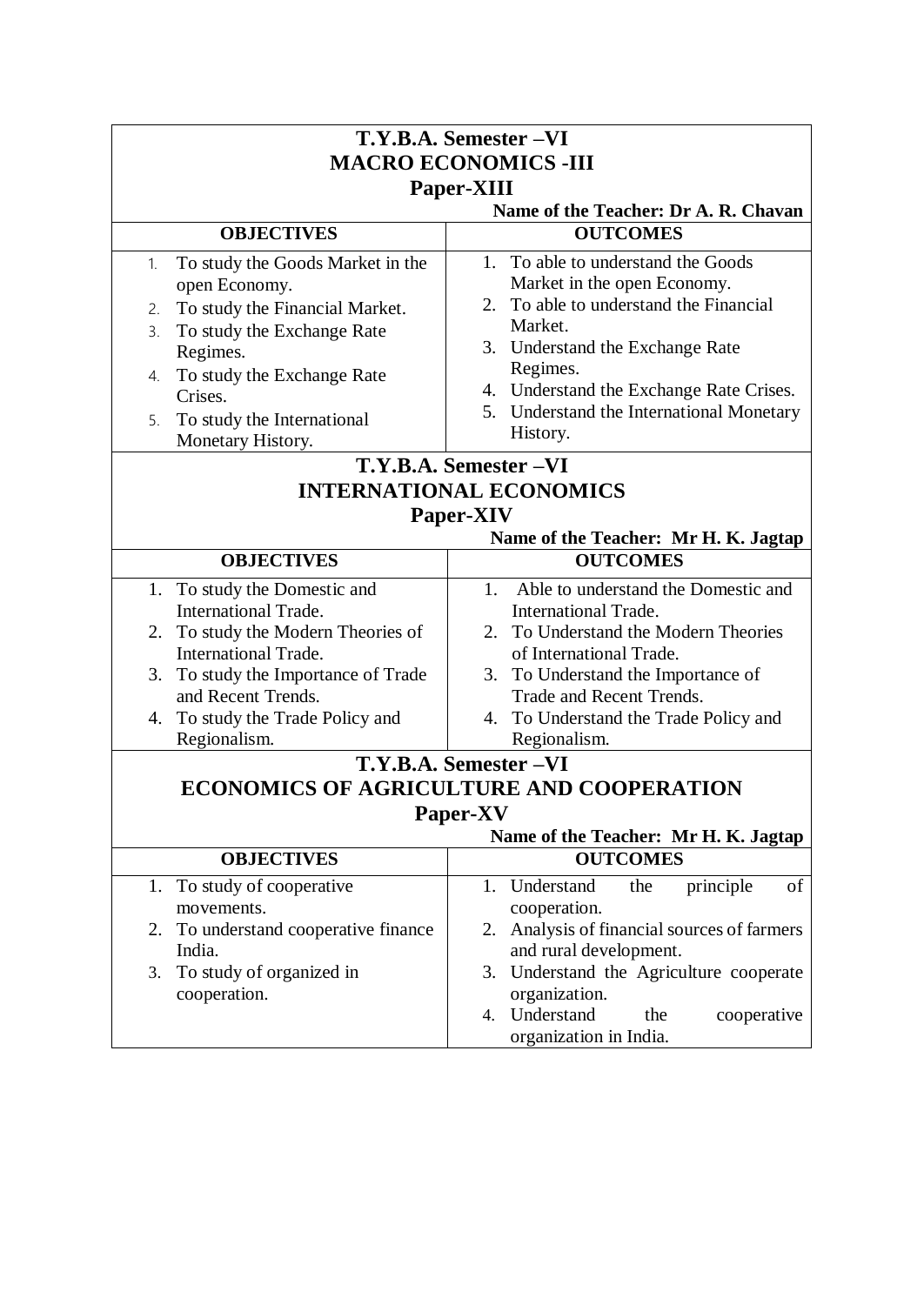## T.Y.B.A. Semester –VI
## MACRO ECONOMICS -III
## Paper-XIII

**Name of the Teacher: Dr A. R. Chavan**

| OBJECTIVES | OUTCOMES |
|---|---|
| 1. To study the Goods Market in the open Economy.<br>2. To study the Financial Market.<br>3. To study the Exchange Rate Regimes.<br>4. To study the Exchange Rate Crises.<br>5. To study the International Monetary History. | 1. To able to understand the Goods Market in the open Economy.<br>2. To able to understand the Financial Market.<br>3. Understand the Exchange Rate Regimes.<br>4. Understand the Exchange Rate Crises.<br>5. Understand the International Monetary History. |

## T.Y.B.A. Semester –VI
## INTERNATIONAL ECONOMICS
## Paper-XIV

**Name of the Teacher: Mr H. K. Jagtap**

| OBJECTIVES | OUTCOMES |
|---|---|
| 1. To study the Domestic and International Trade.<br>2. To study the Modern Theories of International Trade.<br>3. To study the Importance of Trade and Recent Trends.<br>4. To study the Trade Policy and Regionalism. | 1. Able to understand the Domestic and International Trade.<br>2. To Understand the Modern Theories of International Trade.<br>3. To Understand the Importance of Trade and Recent Trends.<br>4. To Understand the Trade Policy and Regionalism. |

## T.Y.B.A. Semester –VI
## ECONOMICS OF AGRICULTURE AND COOPERATION
## Paper-XV

**Name of the Teacher: Mr H. K. Jagtap**

| OBJECTIVES | OUTCOMES |
|---|---|
| 1. To study of cooperative movements.<br>2. To understand cooperative finance India.<br>3. To study of organized in cooperation. | 1. Understand the principle of cooperation.<br>2. Analysis of financial sources of farmers and rural development.<br>3. Understand the Agriculture cooperate organization.<br>4. Understand the cooperative organization in India. |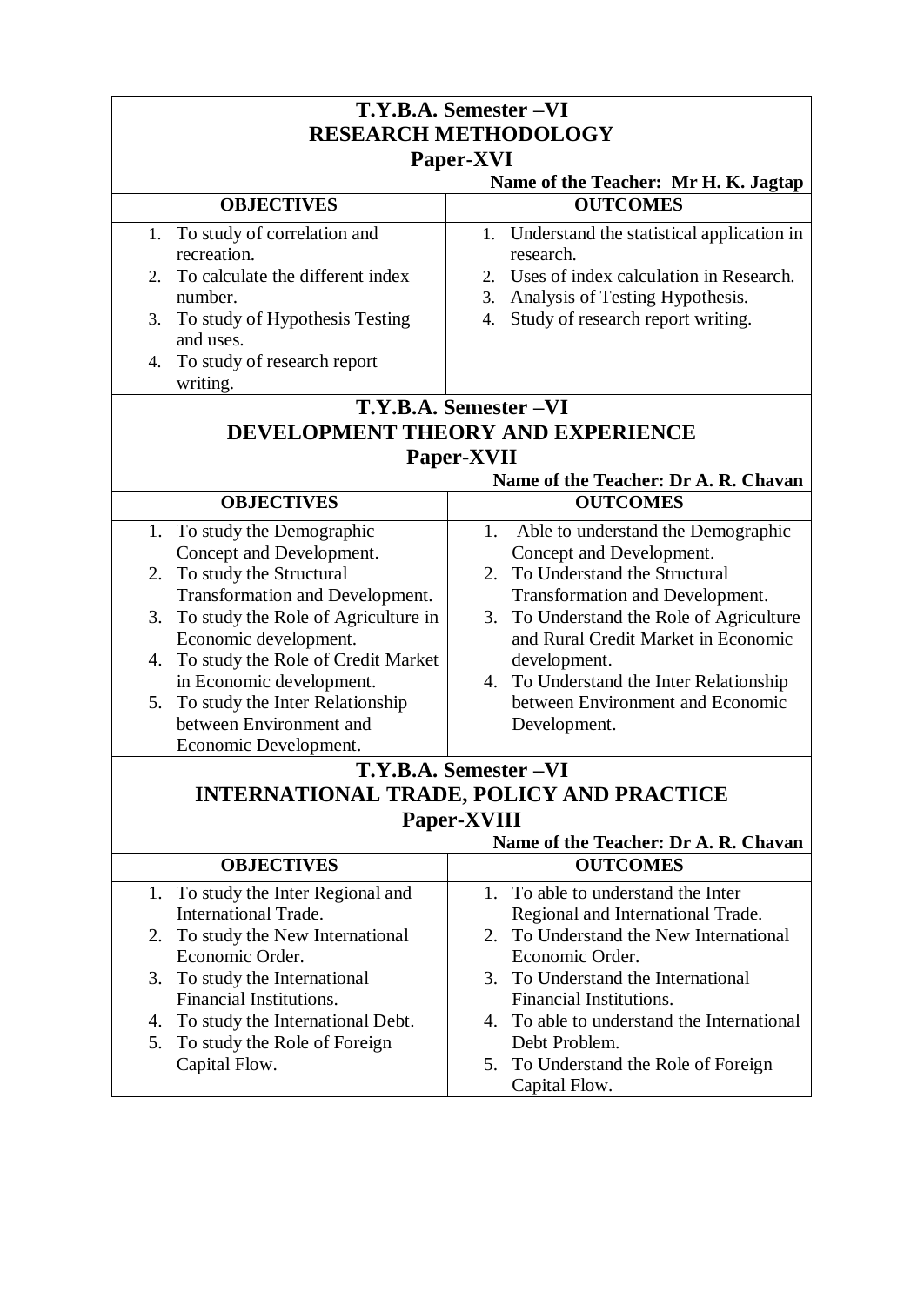## T.Y.B.A. Semester –VI
## RESEARCH METHODOLOGY
## Paper-XVI

**Name of the Teacher: Mr H. K. Jagtap**

| OBJECTIVES | OUTCOMES |
|---|---|
| 1. To study of correlation and recreation.<br>2. To calculate the different index number.<br>3. To study of Hypothesis Testing and uses.<br>4. To study of research report writing. | 1. Understand the statistical application in research.<br>2. Uses of index calculation in Research.<br>3. Analysis of Testing Hypothesis.<br>4. Study of research report writing. |

## T.Y.B.A. Semester –VI
## DEVELOPMENT THEORY AND EXPERIENCE
## Paper-XVII

**Name of the Teacher: Dr A. R. Chavan**

| OBJECTIVES | OUTCOMES |
|---|---|
| 1. To study the Demographic Concept and Development.<br>2. To study the Structural Transformation and Development.<br>3. To study the Role of Agriculture in Economic development.<br>4. To study the Role of Credit Market in Economic development.<br>5. To study the Inter Relationship between Environment and Economic Development. | 1. Able to understand the Demographic Concept and Development.<br>2. To Understand the Structural Transformation and Development.<br>3. To Understand the Role of Agriculture and Rural Credit Market in Economic development.<br>4. To Understand the Inter Relationship between Environment and Economic Development. |

## T.Y.B.A. Semester –VI
## INTERNATIONAL TRADE, POLICY AND PRACTICE
## Paper-XVIII

**Name of the Teacher: Dr A. R. Chavan**

| OBJECTIVES | OUTCOMES |
|---|---|
| 1. To study the Inter Regional and International Trade.<br>2. To study the New International Economic Order.<br>3. To study the International Financial Institutions.<br>4. To study the International Debt.<br>5. To study the Role of Foreign Capital Flow. | 1. To able to understand the Inter Regional and International Trade.<br>2. To Understand the New International Economic Order.<br>3. To Understand the International Financial Institutions.<br>4. To able to understand the International Debt Problem.<br>5. To Understand the Role of Foreign Capital Flow. |